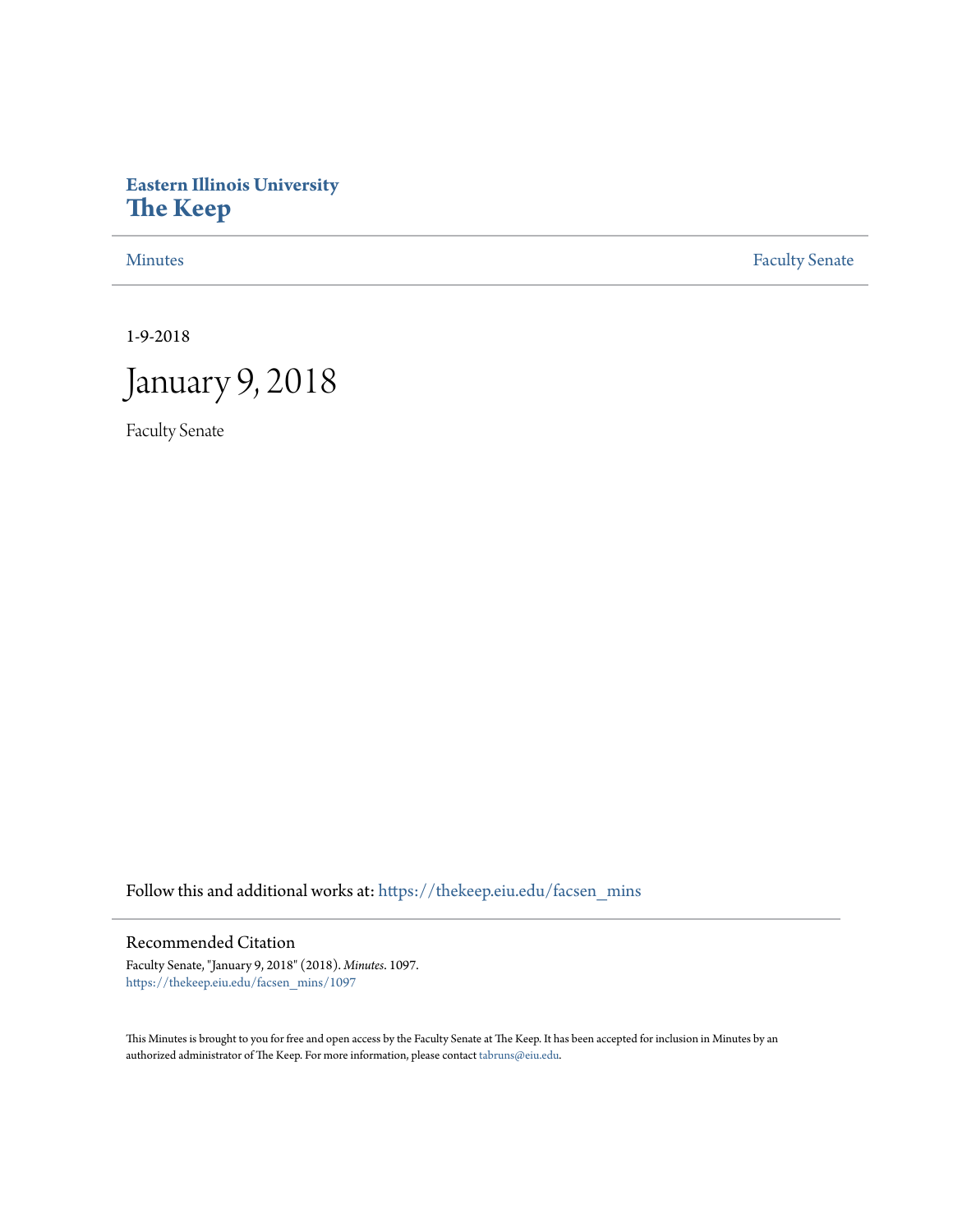# Eastern Illinois University
# The Keep

Minutes | Faculty Senate

1-9-2018

# January 9, 2018

Faculty Senate

Follow this and additional works at: https://thekeep.eiu.edu/facsen_mins

## Recommended Citation

Faculty Senate, "January 9, 2018" (2018). *Minutes*. 1097.
https://thekeep.eiu.edu/facsen_mins/1097

This Minutes is brought to you for free and open access by the Faculty Senate at The Keep. It has been accepted for inclusion in Minutes by an authorized administrator of The Keep. For more information, please contact tabruns@eiu.edu.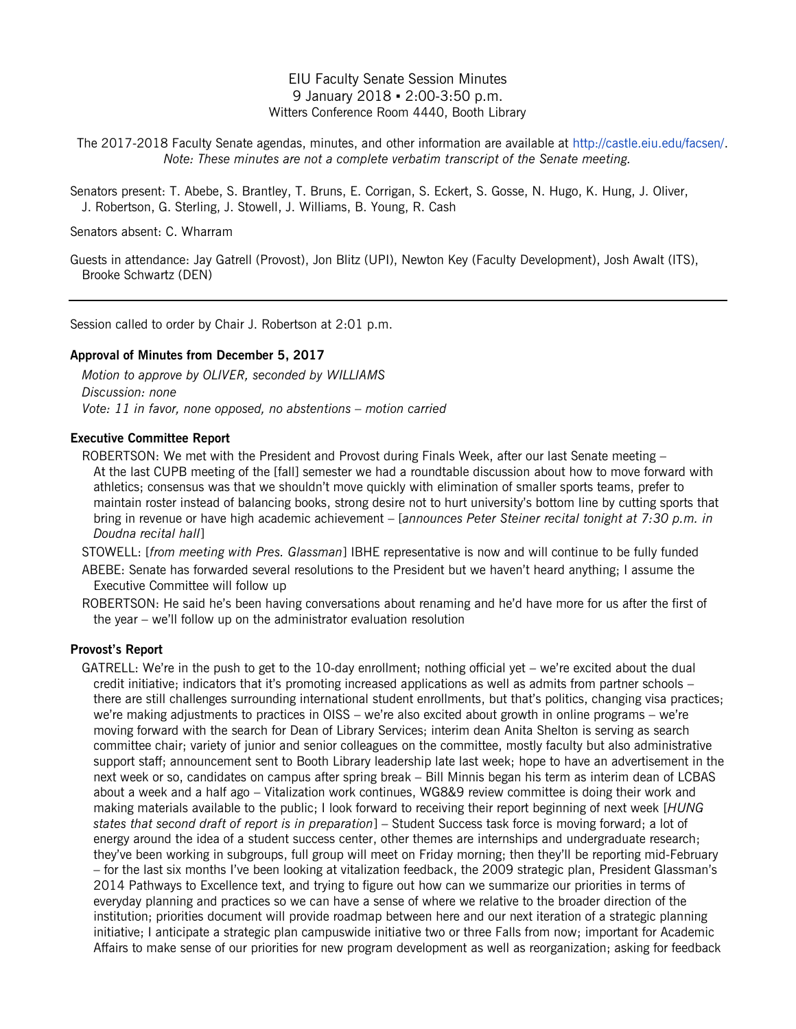# EIU Faculty Senate Session Minutes
9 January 2018 ▪ 2:00-3:50 p.m.
Witters Conference Room 4440, Booth Library

The 2017-2018 Faculty Senate agendas, minutes, and other information are available at http://castle.eiu.edu/facsen/.
*Note: These minutes are not a complete verbatim transcript of the Senate meeting.*

Senators present: T. Abebe, S. Brantley, T. Bruns, E. Corrigan, S. Eckert, S. Gosse, N. Hugo, K. Hung, J. Oliver, J. Robertson, G. Sterling, J. Stowell, J. Williams, B. Young, R. Cash

Senators absent: C. Wharram

Guests in attendance: Jay Gatrell (Provost), Jon Blitz (UPI), Newton Key (Faculty Development), Josh Awalt (ITS), Brooke Schwartz (DEN)

---

Session called to order by Chair J. Robertson at 2:01 p.m.

**Approval of Minutes from December 5, 2017**

*Motion to approve by OLIVER, seconded by WILLIAMS*
*Discussion: none*
*Vote: 11 in favor, none opposed, no abstentions – motion carried*

**Executive Committee Report**

ROBERTSON: We met with the President and Provost during Finals Week, after our last Senate meeting – At the last CUPB meeting of the [fall] semester we had a roundtable discussion about how to move forward with athletics; consensus was that we shouldn't move quickly with elimination of smaller sports teams, prefer to maintain roster instead of balancing books, strong desire not to hurt university's bottom line by cutting sports that bring in revenue or have high academic achievement – [*announces Peter Steiner recital tonight at 7:30 p.m. in Doudna recital hall*]

STOWELL: [*from meeting with Pres. Glassman*] IBHE representative is now and will continue to be fully funded

ABEBE: Senate has forwarded several resolutions to the President but we haven't heard anything; I assume the Executive Committee will follow up

ROBERTSON: He said he's been having conversations about renaming and he'd have more for us after the first of the year – we'll follow up on the administrator evaluation resolution

**Provost's Report**

GATRELL: We're in the push to get to the 10-day enrollment; nothing official yet – we're excited about the dual credit initiative; indicators that it's promoting increased applications as well as admits from partner schools – there are still challenges surrounding international student enrollments, but that's politics, changing visa practices; we're making adjustments to practices in OISS – we're also excited about growth in online programs – we're moving forward with the search for Dean of Library Services; interim dean Anita Shelton is serving as search committee chair; variety of junior and senior colleagues on the committee, mostly faculty but also administrative support staff; announcement sent to Booth Library leadership late last week; hope to have an advertisement in the next week or so, candidates on campus after spring break – Bill Minnis began his term as interim dean of LCBAS about a week and a half ago – Vitalization work continues, WG8&9 review committee is doing their work and making materials available to the public; I look forward to receiving their report beginning of next week [*HUNG states that second draft of report is in preparation*] – Student Success task force is moving forward; a lot of energy around the idea of a student success center, other themes are internships and undergraduate research; they've been working in subgroups, full group will meet on Friday morning; then they'll be reporting mid-February – for the last six months I've been looking at vitalization feedback, the 2009 strategic plan, President Glassman's 2014 Pathways to Excellence text, and trying to figure out how can we summarize our priorities in terms of everyday planning and practices so we can have a sense of where we relative to the broader direction of the institution; priorities document will provide roadmap between here and our next iteration of a strategic planning initiative; I anticipate a strategic plan campuswide initiative two or three Falls from now; important for Academic Affairs to make sense of our priorities for new program development as well as reorganization; asking for feedback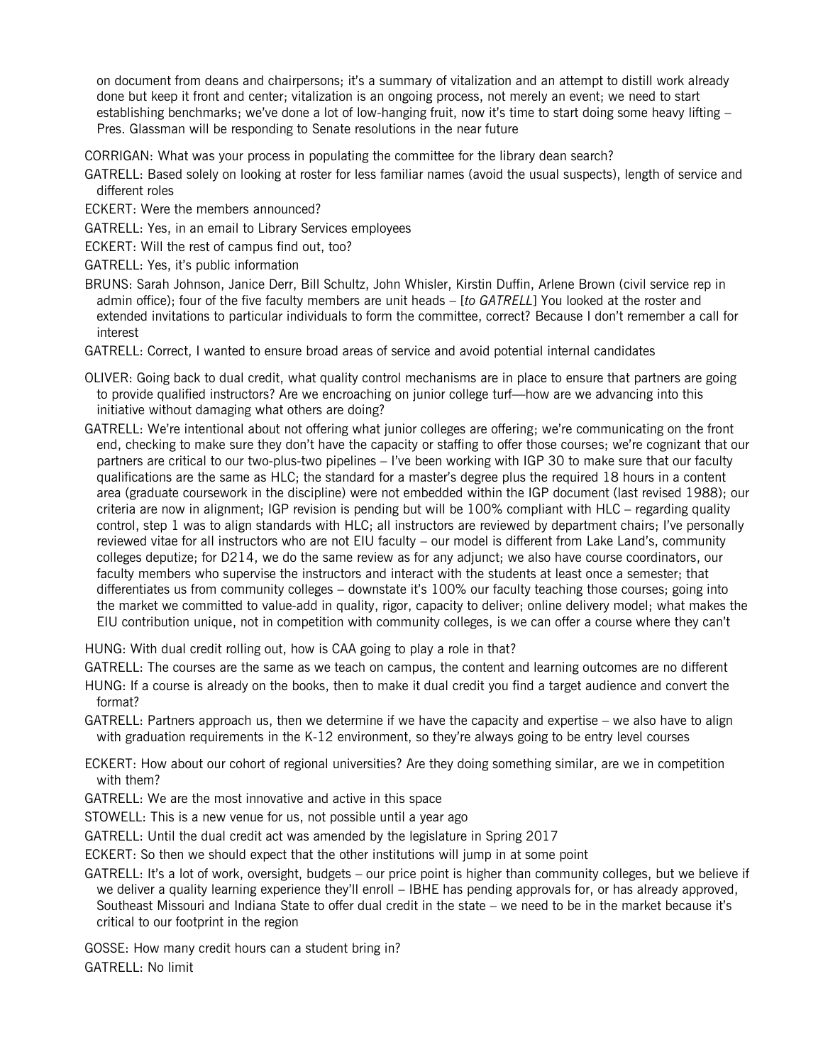on document from deans and chairpersons; it's a summary of vitalization and an attempt to distill work already done but keep it front and center; vitalization is an ongoing process, not merely an event; we need to start establishing benchmarks; we've done a lot of low-hanging fruit, now it's time to start doing some heavy lifting – Pres. Glassman will be responding to Senate resolutions in the near future

CORRIGAN: What was your process in populating the committee for the library dean search?

GATRELL: Based solely on looking at roster for less familiar names (avoid the usual suspects), length of service and different roles

ECKERT: Were the members announced?

GATRELL: Yes, in an email to Library Services employees

ECKERT: Will the rest of campus find out, too?

GATRELL: Yes, it's public information

BRUNS: Sarah Johnson, Janice Derr, Bill Schultz, John Whisler, Kirstin Duffin, Arlene Brown (civil service rep in admin office); four of the five faculty members are unit heads – [*to GATRELL*] You looked at the roster and extended invitations to particular individuals to form the committee, correct? Because I don't remember a call for interest

GATRELL: Correct, I wanted to ensure broad areas of service and avoid potential internal candidates

OLIVER: Going back to dual credit, what quality control mechanisms are in place to ensure that partners are going to provide qualified instructors? Are we encroaching on junior college turf—how are we advancing into this initiative without damaging what others are doing?

GATRELL: We're intentional about not offering what junior colleges are offering; we're communicating on the front end, checking to make sure they don't have the capacity or staffing to offer those courses; we're cognizant that our partners are critical to our two-plus-two pipelines – I've been working with IGP 30 to make sure that our faculty qualifications are the same as HLC; the standard for a master's degree plus the required 18 hours in a content area (graduate coursework in the discipline) were not embedded within the IGP document (last revised 1988); our criteria are now in alignment; IGP revision is pending but will be 100% compliant with HLC – regarding quality control, step 1 was to align standards with HLC; all instructors are reviewed by department chairs; I've personally reviewed vitae for all instructors who are not EIU faculty – our model is different from Lake Land's, community colleges deputize; for D214, we do the same review as for any adjunct; we also have course coordinators, our faculty members who supervise the instructors and interact with the students at least once a semester; that differentiates us from community colleges – downstate it's 100% our faculty teaching those courses; going into the market we committed to value-add in quality, rigor, capacity to deliver; online delivery model; what makes the EIU contribution unique, not in competition with community colleges, is we can offer a course where they can't

HUNG: With dual credit rolling out, how is CAA going to play a role in that?

GATRELL: The courses are the same as we teach on campus, the content and learning outcomes are no different

HUNG: If a course is already on the books, then to make it dual credit you find a target audience and convert the format?

GATRELL: Partners approach us, then we determine if we have the capacity and expertise – we also have to align with graduation requirements in the K-12 environment, so they're always going to be entry level courses

ECKERT: How about our cohort of regional universities? Are they doing something similar, are we in competition with them?

GATRELL: We are the most innovative and active in this space

STOWELL: This is a new venue for us, not possible until a year ago

GATRELL: Until the dual credit act was amended by the legislature in Spring 2017

ECKERT: So then we should expect that the other institutions will jump in at some point

GATRELL: It's a lot of work, oversight, budgets – our price point is higher than community colleges, but we believe if we deliver a quality learning experience they'll enroll – IBHE has pending approvals for, or has already approved, Southeast Missouri and Indiana State to offer dual credit in the state – we need to be in the market because it's critical to our footprint in the region

GOSSE: How many credit hours can a student bring in?

GATRELL: No limit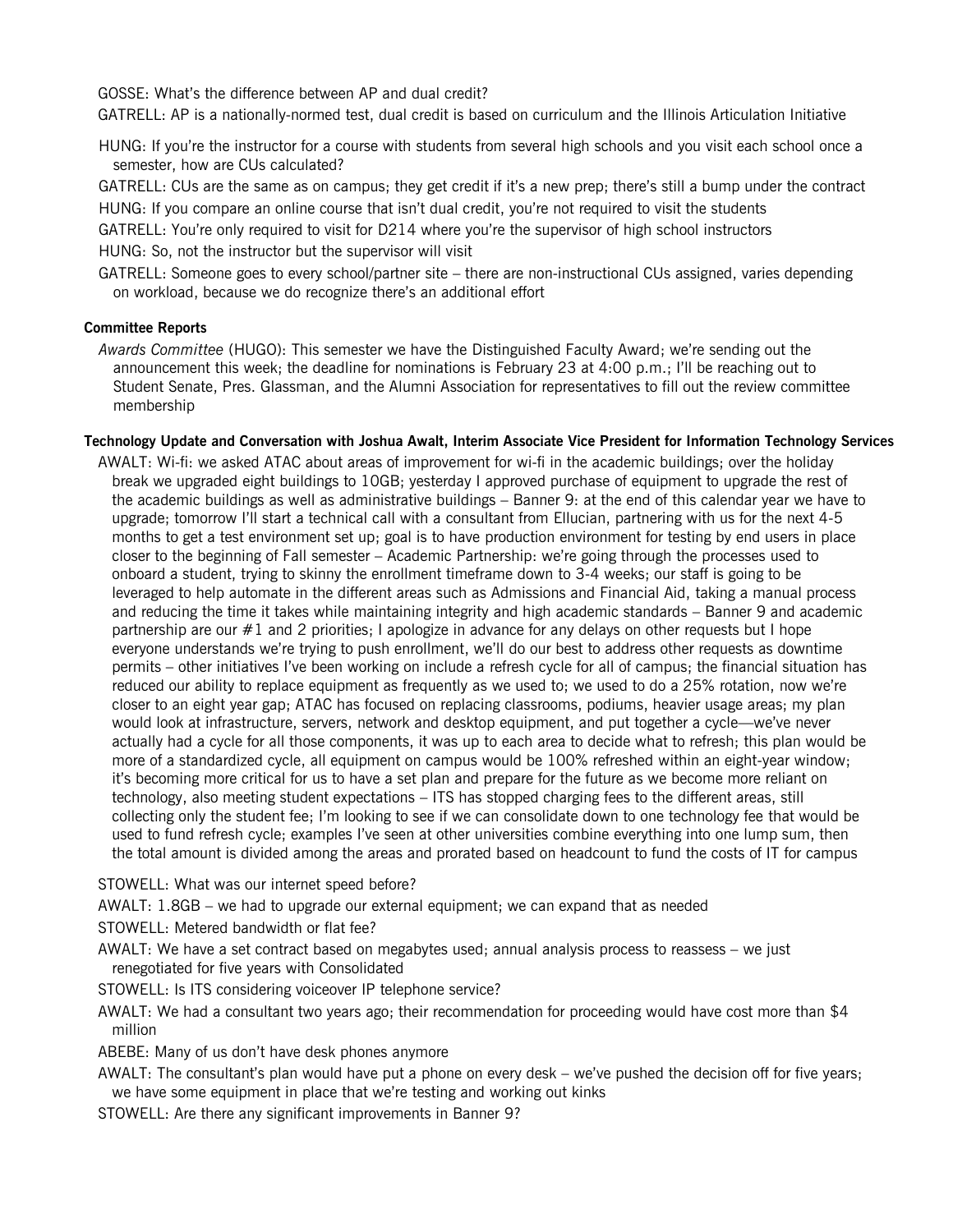GOSSE: What's the difference between AP and dual credit?

GATRELL: AP is a nationally-normed test, dual credit is based on curriculum and the Illinois Articulation Initiative

HUNG: If you're the instructor for a course with students from several high schools and you visit each school once a semester, how are CUs calculated?

GATRELL: CUs are the same as on campus; they get credit if it's a new prep; there's still a bump under the contract

HUNG: If you compare an online course that isn't dual credit, you're not required to visit the students

GATRELL: You're only required to visit for D214 where you're the supervisor of high school instructors

HUNG: So, not the instructor but the supervisor will visit

GATRELL: Someone goes to every school/partner site – there are non-instructional CUs assigned, varies depending on workload, because we do recognize there's an additional effort

**Committee Reports**

*Awards Committee* (HUGO): This semester we have the Distinguished Faculty Award; we're sending out the announcement this week; the deadline for nominations is February 23 at 4:00 p.m.; I'll be reaching out to Student Senate, Pres. Glassman, and the Alumni Association for representatives to fill out the review committee membership

**Technology Update and Conversation with Joshua Awalt, Interim Associate Vice President for Information Technology Services**

AWALT: Wi-fi: we asked ATAC about areas of improvement for wi-fi in the academic buildings; over the holiday break we upgraded eight buildings to 10GB; yesterday I approved purchase of equipment to upgrade the rest of the academic buildings as well as administrative buildings – Banner 9: at the end of this calendar year we have to upgrade; tomorrow I'll start a technical call with a consultant from Ellucian, partnering with us for the next 4-5 months to get a test environment set up; goal is to have production environment for testing by end users in place closer to the beginning of Fall semester – Academic Partnership: we're going through the processes used to onboard a student, trying to skinny the enrollment timeframe down to 3-4 weeks; our staff is going to be leveraged to help automate in the different areas such as Admissions and Financial Aid, taking a manual process and reducing the time it takes while maintaining integrity and high academic standards – Banner 9 and academic partnership are our #1 and 2 priorities; I apologize in advance for any delays on other requests but I hope everyone understands we're trying to push enrollment, we'll do our best to address other requests as downtime permits – other initiatives I've been working on include a refresh cycle for all of campus; the financial situation has reduced our ability to replace equipment as frequently as we used to; we used to do a 25% rotation, now we're closer to an eight year gap; ATAC has focused on replacing classrooms, podiums, heavier usage areas; my plan would look at infrastructure, servers, network and desktop equipment, and put together a cycle—we've never actually had a cycle for all those components, it was up to each area to decide what to refresh; this plan would be more of a standardized cycle, all equipment on campus would be 100% refreshed within an eight-year window; it's becoming more critical for us to have a set plan and prepare for the future as we become more reliant on technology, also meeting student expectations – ITS has stopped charging fees to the different areas, still collecting only the student fee; I'm looking to see if we can consolidate down to one technology fee that would be used to fund refresh cycle; examples I've seen at other universities combine everything into one lump sum, then the total amount is divided among the areas and prorated based on headcount to fund the costs of IT for campus

STOWELL: What was our internet speed before?

AWALT: 1.8GB – we had to upgrade our external equipment; we can expand that as needed

STOWELL: Metered bandwidth or flat fee?

AWALT: We have a set contract based on megabytes used; annual analysis process to reassess – we just renegotiated for five years with Consolidated

STOWELL: Is ITS considering voiceover IP telephone service?

AWALT: We had a consultant two years ago; their recommendation for proceeding would have cost more than $4 million

ABEBE: Many of us don't have desk phones anymore

AWALT: The consultant's plan would have put a phone on every desk – we've pushed the decision off for five years; we have some equipment in place that we're testing and working out kinks

STOWELL: Are there any significant improvements in Banner 9?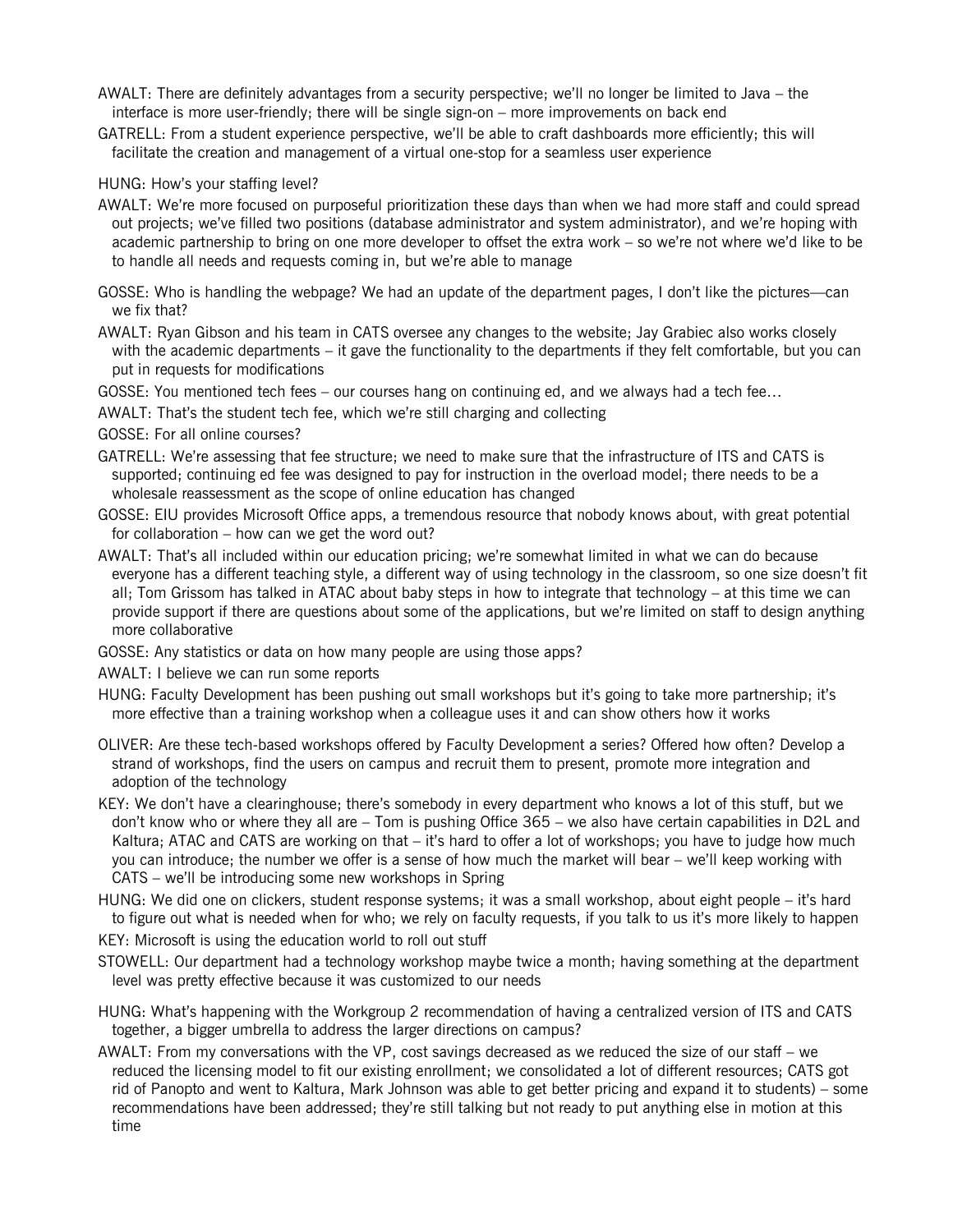AWALT: There are definitely advantages from a security perspective; we'll no longer be limited to Java – the interface is more user-friendly; there will be single sign-on – more improvements on back end

GATRELL: From a student experience perspective, we'll be able to craft dashboards more efficiently; this will facilitate the creation and management of a virtual one-stop for a seamless user experience

HUNG: How's your staffing level?

AWALT: We're more focused on purposeful prioritization these days than when we had more staff and could spread out projects; we've filled two positions (database administrator and system administrator), and we're hoping with academic partnership to bring on one more developer to offset the extra work – so we're not where we'd like to be to handle all needs and requests coming in, but we're able to manage

GOSSE: Who is handling the webpage? We had an update of the department pages, I don't like the pictures—can we fix that?

AWALT: Ryan Gibson and his team in CATS oversee any changes to the website; Jay Grabiec also works closely with the academic departments – it gave the functionality to the departments if they felt comfortable, but you can put in requests for modifications

GOSSE: You mentioned tech fees – our courses hang on continuing ed, and we always had a tech fee…

AWALT: That's the student tech fee, which we're still charging and collecting

GOSSE: For all online courses?

GATRELL: We're assessing that fee structure; we need to make sure that the infrastructure of ITS and CATS is supported; continuing ed fee was designed to pay for instruction in the overload model; there needs to be a wholesale reassessment as the scope of online education has changed

GOSSE: EIU provides Microsoft Office apps, a tremendous resource that nobody knows about, with great potential for collaboration – how can we get the word out?

AWALT: That's all included within our education pricing; we're somewhat limited in what we can do because everyone has a different teaching style, a different way of using technology in the classroom, so one size doesn't fit all; Tom Grissom has talked in ATAC about baby steps in how to integrate that technology – at this time we can provide support if there are questions about some of the applications, but we're limited on staff to design anything more collaborative

GOSSE: Any statistics or data on how many people are using those apps?

AWALT: I believe we can run some reports

HUNG: Faculty Development has been pushing out small workshops but it's going to take more partnership; it's more effective than a training workshop when a colleague uses it and can show others how it works

OLIVER: Are these tech-based workshops offered by Faculty Development a series? Offered how often? Develop a strand of workshops, find the users on campus and recruit them to present, promote more integration and adoption of the technology

KEY: We don't have a clearinghouse; there's somebody in every department who knows a lot of this stuff, but we don't know who or where they all are – Tom is pushing Office 365 – we also have certain capabilities in D2L and Kaltura; ATAC and CATS are working on that – it's hard to offer a lot of workshops; you have to judge how much you can introduce; the number we offer is a sense of how much the market will bear – we'll keep working with CATS – we'll be introducing some new workshops in Spring

HUNG: We did one on clickers, student response systems; it was a small workshop, about eight people – it's hard to figure out what is needed when for who; we rely on faculty requests, if you talk to us it's more likely to happen

KEY: Microsoft is using the education world to roll out stuff

STOWELL: Our department had a technology workshop maybe twice a month; having something at the department level was pretty effective because it was customized to our needs

HUNG: What's happening with the Workgroup 2 recommendation of having a centralized version of ITS and CATS together, a bigger umbrella to address the larger directions on campus?

AWALT: From my conversations with the VP, cost savings decreased as we reduced the size of our staff – we reduced the licensing model to fit our existing enrollment; we consolidated a lot of different resources; CATS got rid of Panopto and went to Kaltura, Mark Johnson was able to get better pricing and expand it to students) – some recommendations have been addressed; they're still talking but not ready to put anything else in motion at this time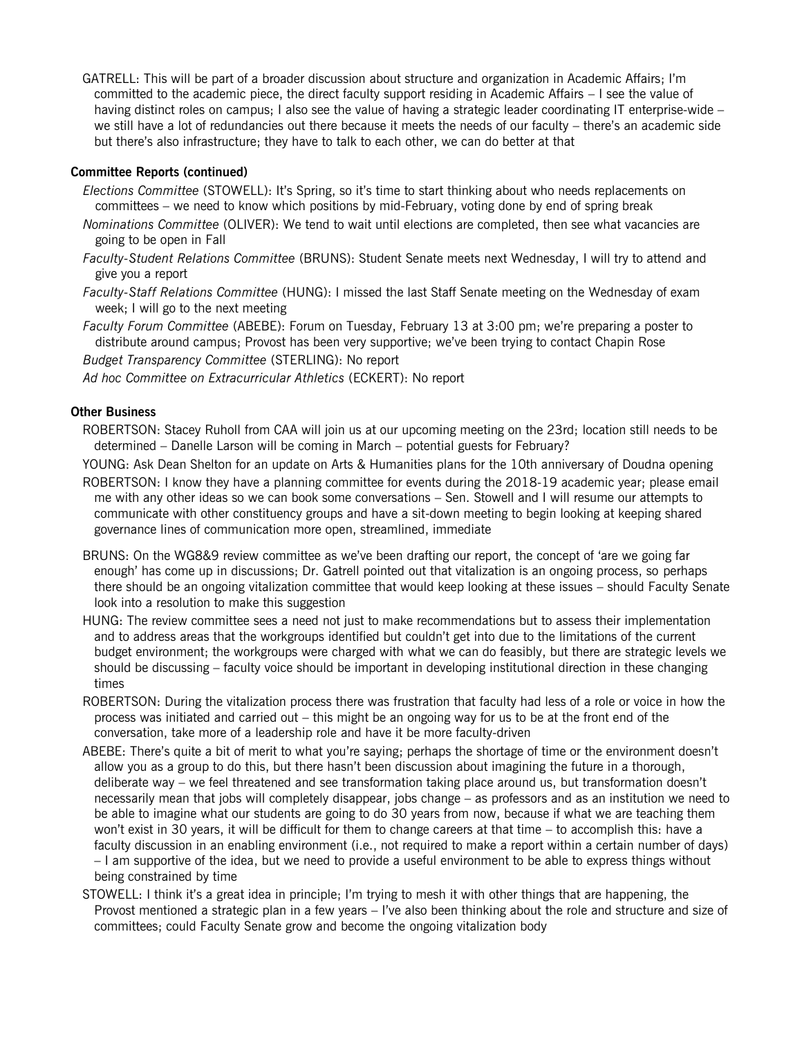GATRELL: This will be part of a broader discussion about structure and organization in Academic Affairs; I'm committed to the academic piece, the direct faculty support residing in Academic Affairs – I see the value of having distinct roles on campus; I also see the value of having a strategic leader coordinating IT enterprise-wide – we still have a lot of redundancies out there because it meets the needs of our faculty – there's an academic side but there's also infrastructure; they have to talk to each other, we can do better at that

**Committee Reports (continued)**

*Elections Committee* (STOWELL): It's Spring, so it's time to start thinking about who needs replacements on committees – we need to know which positions by mid-February, voting done by end of spring break

*Nominations Committee* (OLIVER): We tend to wait until elections are completed, then see what vacancies are going to be open in Fall

*Faculty-Student Relations Committee* (BRUNS): Student Senate meets next Wednesday, I will try to attend and give you a report

*Faculty-Staff Relations Committee* (HUNG): I missed the last Staff Senate meeting on the Wednesday of exam week; I will go to the next meeting

*Faculty Forum Committee* (ABEBE): Forum on Tuesday, February 13 at 3:00 pm; we're preparing a poster to distribute around campus; Provost has been very supportive; we've been trying to contact Chapin Rose

*Budget Transparency Committee* (STERLING): No report

*Ad hoc Committee on Extracurricular Athletics* (ECKERT): No report

**Other Business**

ROBERTSON: Stacey Ruholl from CAA will join us at our upcoming meeting on the 23rd; location still needs to be determined – Danelle Larson will be coming in March – potential guests for February?

YOUNG: Ask Dean Shelton for an update on Arts & Humanities plans for the 10th anniversary of Doudna opening

ROBERTSON: I know they have a planning committee for events during the 2018-19 academic year; please email me with any other ideas so we can book some conversations – Sen. Stowell and I will resume our attempts to communicate with other constituency groups and have a sit-down meeting to begin looking at keeping shared governance lines of communication more open, streamlined, immediate

BRUNS: On the WG8&9 review committee as we've been drafting our report, the concept of 'are we going far enough' has come up in discussions; Dr. Gatrell pointed out that vitalization is an ongoing process, so perhaps there should be an ongoing vitalization committee that would keep looking at these issues – should Faculty Senate look into a resolution to make this suggestion

HUNG: The review committee sees a need not just to make recommendations but to assess their implementation and to address areas that the workgroups identified but couldn't get into due to the limitations of the current budget environment; the workgroups were charged with what we can do feasibly, but there are strategic levels we should be discussing – faculty voice should be important in developing institutional direction in these changing times

ROBERTSON: During the vitalization process there was frustration that faculty had less of a role or voice in how the process was initiated and carried out – this might be an ongoing way for us to be at the front end of the conversation, take more of a leadership role and have it be more faculty-driven

ABEBE: There's quite a bit of merit to what you're saying; perhaps the shortage of time or the environment doesn't allow you as a group to do this, but there hasn't been discussion about imagining the future in a thorough, deliberate way – we feel threatened and see transformation taking place around us, but transformation doesn't necessarily mean that jobs will completely disappear, jobs change – as professors and as an institution we need to be able to imagine what our students are going to do 30 years from now, because if what we are teaching them won't exist in 30 years, it will be difficult for them to change careers at that time – to accomplish this: have a faculty discussion in an enabling environment (i.e., not required to make a report within a certain number of days) – I am supportive of the idea, but we need to provide a useful environment to be able to express things without being constrained by time

STOWELL: I think it's a great idea in principle; I'm trying to mesh it with other things that are happening, the Provost mentioned a strategic plan in a few years – I've also been thinking about the role and structure and size of committees; could Faculty Senate grow and become the ongoing vitalization body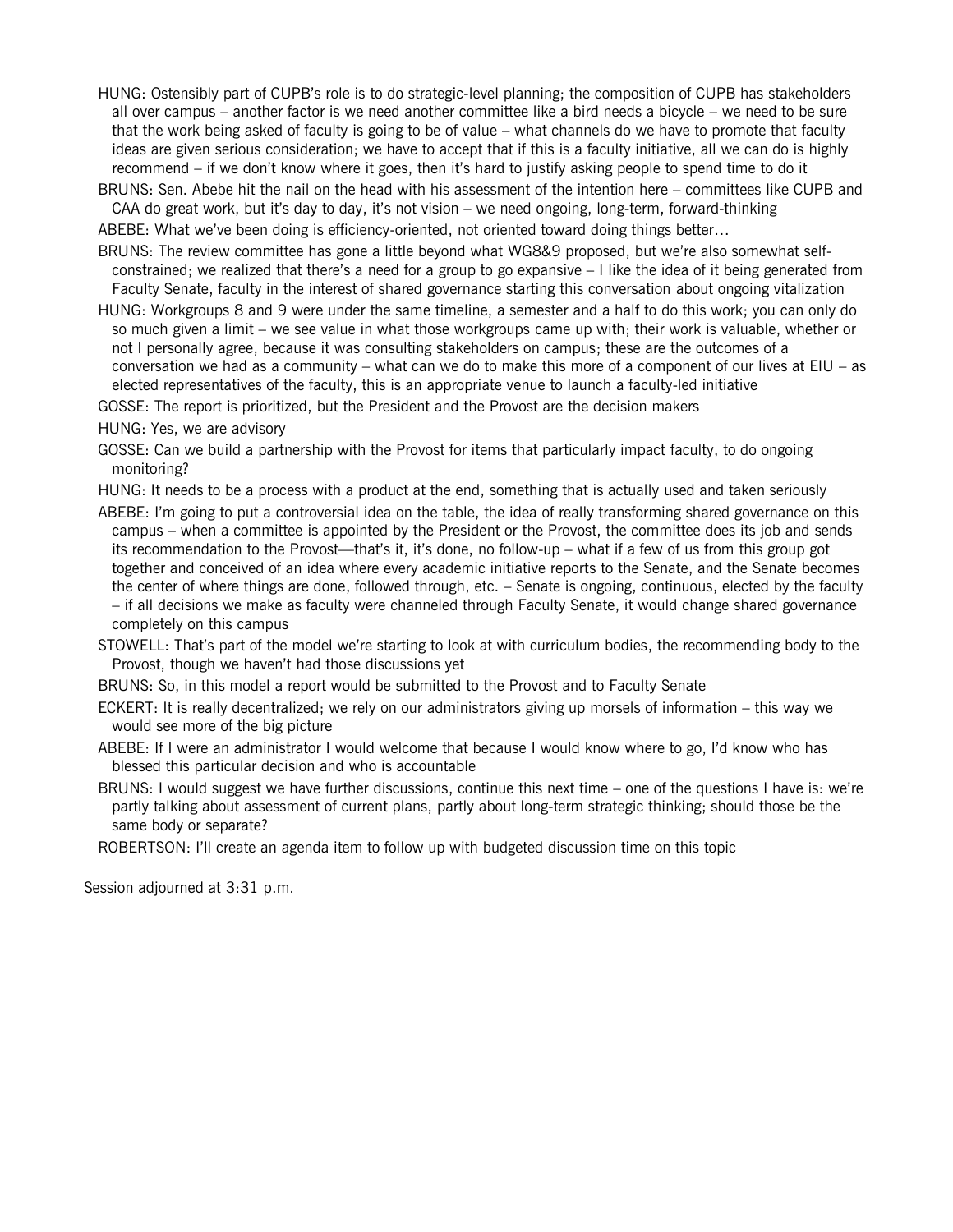HUNG: Ostensibly part of CUPB's role is to do strategic-level planning; the composition of CUPB has stakeholders all over campus – another factor is we need another committee like a bird needs a bicycle – we need to be sure that the work being asked of faculty is going to be of value – what channels do we have to promote that faculty ideas are given serious consideration; we have to accept that if this is a faculty initiative, all we can do is highly recommend – if we don't know where it goes, then it's hard to justify asking people to spend time to do it

BRUNS: Sen. Abebe hit the nail on the head with his assessment of the intention here – committees like CUPB and CAA do great work, but it's day to day, it's not vision – we need ongoing, long-term, forward-thinking

ABEBE: What we've been doing is efficiency-oriented, not oriented toward doing things better…

BRUNS: The review committee has gone a little beyond what WG8&9 proposed, but we're also somewhat self-constrained; we realized that there's a need for a group to go expansive – I like the idea of it being generated from Faculty Senate, faculty in the interest of shared governance starting this conversation about ongoing vitalization

HUNG: Workgroups 8 and 9 were under the same timeline, a semester and a half to do this work; you can only do so much given a limit – we see value in what those workgroups came up with; their work is valuable, whether or not I personally agree, because it was consulting stakeholders on campus; these are the outcomes of a conversation we had as a community – what can we do to make this more of a component of our lives at EIU – as elected representatives of the faculty, this is an appropriate venue to launch a faculty-led initiative

GOSSE: The report is prioritized, but the President and the Provost are the decision makers

HUNG: Yes, we are advisory

GOSSE: Can we build a partnership with the Provost for items that particularly impact faculty, to do ongoing monitoring?

HUNG: It needs to be a process with a product at the end, something that is actually used and taken seriously

ABEBE: I'm going to put a controversial idea on the table, the idea of really transforming shared governance on this campus – when a committee is appointed by the President or the Provost, the committee does its job and sends its recommendation to the Provost—that's it, it's done, no follow-up – what if a few of us from this group got together and conceived of an idea where every academic initiative reports to the Senate, and the Senate becomes the center of where things are done, followed through, etc. – Senate is ongoing, continuous, elected by the faculty – if all decisions we make as faculty were channeled through Faculty Senate, it would change shared governance completely on this campus

STOWELL: That's part of the model we're starting to look at with curriculum bodies, the recommending body to the Provost, though we haven't had those discussions yet

BRUNS: So, in this model a report would be submitted to the Provost and to Faculty Senate

ECKERT: It is really decentralized; we rely on our administrators giving up morsels of information – this way we would see more of the big picture

ABEBE: If I were an administrator I would welcome that because I would know where to go, I'd know who has blessed this particular decision and who is accountable

BRUNS: I would suggest we have further discussions, continue this next time – one of the questions I have is: we're partly talking about assessment of current plans, partly about long-term strategic thinking; should those be the same body or separate?

ROBERTSON: I'll create an agenda item to follow up with budgeted discussion time on this topic

Session adjourned at 3:31 p.m.